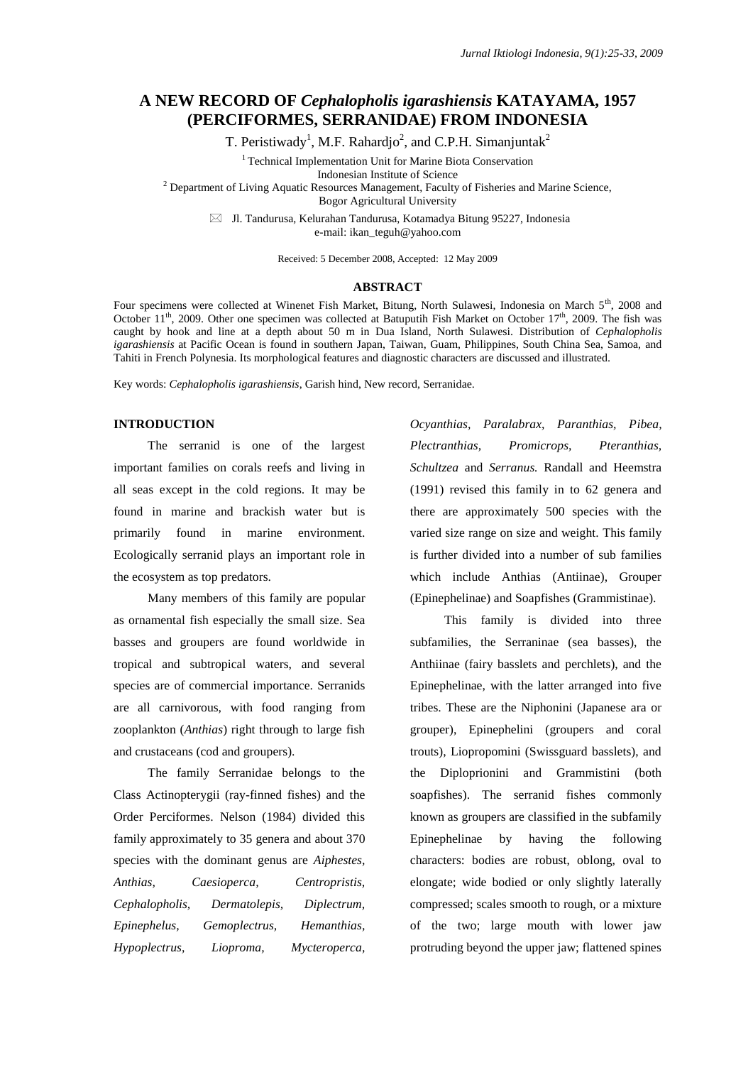# A NEW RECORD OF *Cephalopholis igarashiensis* KATAYAMA, 1957 (PERCIFORMES, SERRANIDAE) FROM INDONESIA

T. Peristiwady[1], M.F. Rahardjo[2], and C.P.H. Simanjuntak[2]

[1] Technical Implementation Unit for Marine Biota Conservation
Indonesian Institute of Science
[2] Department of Living Aquatic Resources Management, Faculty of Fisheries and Marine Science,
Bogor Agricultural University

✉ Jl. Tandurusa, Kelurahan Tandurusa, Kotamadya Bitung 95227, Indonesia
e-mail: ikan_teguh@yahoo.com

Received: 5 December 2008, Accepted: 12 May 2009

## ABSTRACT

Four specimens were collected at Winenet Fish Market, Bitung, North Sulawesi, Indonesia on March 5th, 2008 and October 11th, 2009. Other one specimen was collected at Batuputih Fish Market on October 17th, 2009. The fish was caught by hook and line at a depth about 50 m in Dua Island, North Sulawesi. Distribution of *Cephalopholis igarashiensis* at Pacific Ocean is found in southern Japan, Taiwan, Guam, Philippines, South China Sea, Samoa, and Tahiti in French Polynesia. Its morphological features and diagnostic characters are discussed and illustrated.

Key words: *Cephalopholis igarashiensis*, Garish hind, New record, Serranidae.

## INTRODUCTION

The serranid is one of the largest important families on corals reefs and living in all seas except in the cold regions. It may be found in marine and brackish water but is primarily found in marine environment. Ecologically serranid plays an important role in the ecosystem as top predators.

Many members of this family are popular as ornamental fish especially the small size. Sea basses and groupers are found worldwide in tropical and subtropical waters, and several species are of commercial importance. Serranids are all carnivorous, with food ranging from zooplankton (*Anthias*) right through to large fish and crustaceans (cod and groupers).

The family Serranidae belongs to the Class Actinopterygii (ray-finned fishes) and the Order Perciformes. Nelson (1984) divided this family approximately to 35 genera and about 370 species with the dominant genus are *Aiphestes, Anthias, Caesioperca, Centropristis, Cephalopholis, Dermatolepis, Diplectrum, Epinephelus, Gemoplectrus, Hemanthias, Hypoplectrus, Liopromа, Mycteroperca, Ocyanthias, Paralabrax, Paranthias, Pibea, Plectranthias, Promicrops, Pteranthias, Schultzea* and *Serranus.* Randall and Heemstra (1991) revised this family in to 62 genera and there are approximately 500 species with the varied size range on size and weight. This family is further divided into a number of sub families which include Anthias (Antiinae), Grouper (Epinephelinae) and Soapfishes (Grammistinae).

This family is divided into three subfamilies, the Serraninae (sea basses), the Anthiinae (fairy basslets and perchlets), and the Epinephelinae, with the latter arranged into five tribes. These are the Niphonini (Japanese ara or grouper), Epinephelini (groupers and coral trouts), Liopropomini (Swissguard basslets), and the Diploprionini and Grammistini (both soapfishes). The serranid fishes commonly known as groupers are classified in the subfamily Epinephelinae by having the following characters: bodies are robust, oblong, oval to elongate; wide bodied or only slightly laterally compressed; scales smooth to rough, or a mixture of the two; large mouth with lower jaw protruding beyond the upper jaw; flattened spines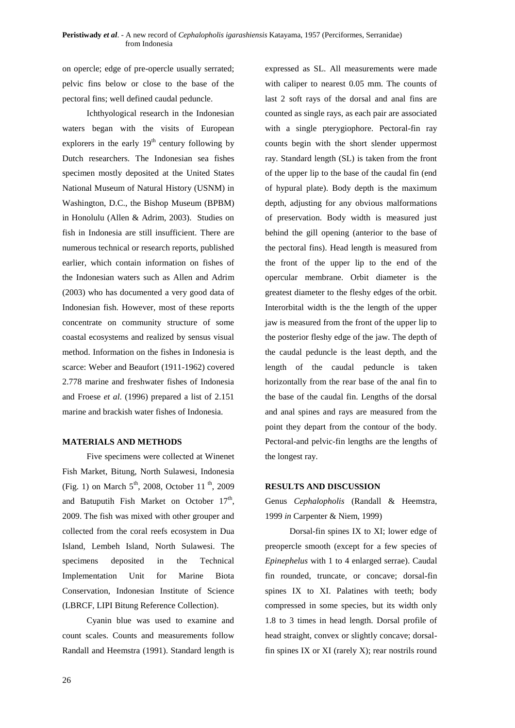on opercle; edge of pre-opercle usually serrated; pelvic fins below or close to the base of the pectoral fins; well defined caudal peduncle.

Ichthyological research in the Indonesian waters began with the visits of European explorers in the early 19th century following by Dutch researchers. The Indonesian sea fishes specimen mostly deposited at the United States National Museum of Natural History (USNM) in Washington, D.C., the Bishop Museum (BPBM) in Honolulu (Allen & Adrim, 2003). Studies on fish in Indonesia are still insufficient. There are numerous technical or research reports, published earlier, which contain information on fishes of the Indonesian waters such as Allen and Adrim (2003) who has documented a very good data of Indonesian fish. However, most of these reports concentrate on community structure of some coastal ecosystems and realized by sensus visual method. Information on the fishes in Indonesia is scarce: Weber and Beaufort (1911-1962) covered 2.778 marine and freshwater fishes of Indonesia and Froese *et al*. (1996) prepared a list of 2.151 marine and brackish water fishes of Indonesia.

## MATERIALS AND METHODS

Five specimens were collected at Winenet Fish Market, Bitung, North Sulawesi, Indonesia (Fig. 1) on March 5th, 2008, October 11th, 2009 and Batuputih Fish Market on October 17th, 2009. The fish was mixed with other grouper and collected from the coral reefs ecosystem in Dua Island, Lembeh Island, North Sulawesi. The specimens deposited in the Technical Implementation Unit for Marine Biota Conservation, Indonesian Institute of Science (LBRCF, LIPI Bitung Reference Collection).

Cyanin blue was used to examine and count scales. Counts and measurements follow Randall and Heemstra (1991). Standard length is expressed as SL. All measurements were made with caliper to nearest 0.05 mm. The counts of last 2 soft rays of the dorsal and anal fins are counted as single rays, as each pair are associated with a single pterygiophore. Pectoral-fin ray counts begin with the short slender uppermost ray. Standard length (SL) is taken from the front of the upper lip to the base of the caudal fin (end of hypural plate). Body depth is the maximum depth, adjusting for any obvious malformations of preservation. Body width is measured just behind the gill opening (anterior to the base of the pectoral fins). Head length is measured from the front of the upper lip to the end of the opercular membrane. Orbit diameter is the greatest diameter to the fleshy edges of the orbit. Interorbital width is the the length of the upper jaw is measured from the front of the upper lip to the posterior fleshy edge of the jaw. The depth of the caudal peduncle is the least depth, and the length of the caudal peduncle is taken horizontally from the rear base of the anal fin to the base of the caudal fin. Lengths of the dorsal and anal spines and rays are measured from the point they depart from the contour of the body. Pectoral-and pelvic-fin lengths are the lengths of the longest ray.

## RESULTS AND DISCUSSION

Genus *Cephalopholis* (Randall & Heemstra, 1999 *in* Carpenter & Niem, 1999)

Dorsal-fin spines IX to XI; lower edge of preopercle smooth (except for a few species of *Epinephelus* with 1 to 4 enlarged serrae). Caudal fin rounded, truncate, or concave; dorsal-fin spines IX to XI. Palatines with teeth; body compressed in some species, but its width only 1.8 to 3 times in head length. Dorsal profile of head straight, convex or slightly concave; dorsal-fin spines IX or XI (rarely X); rear nostrils round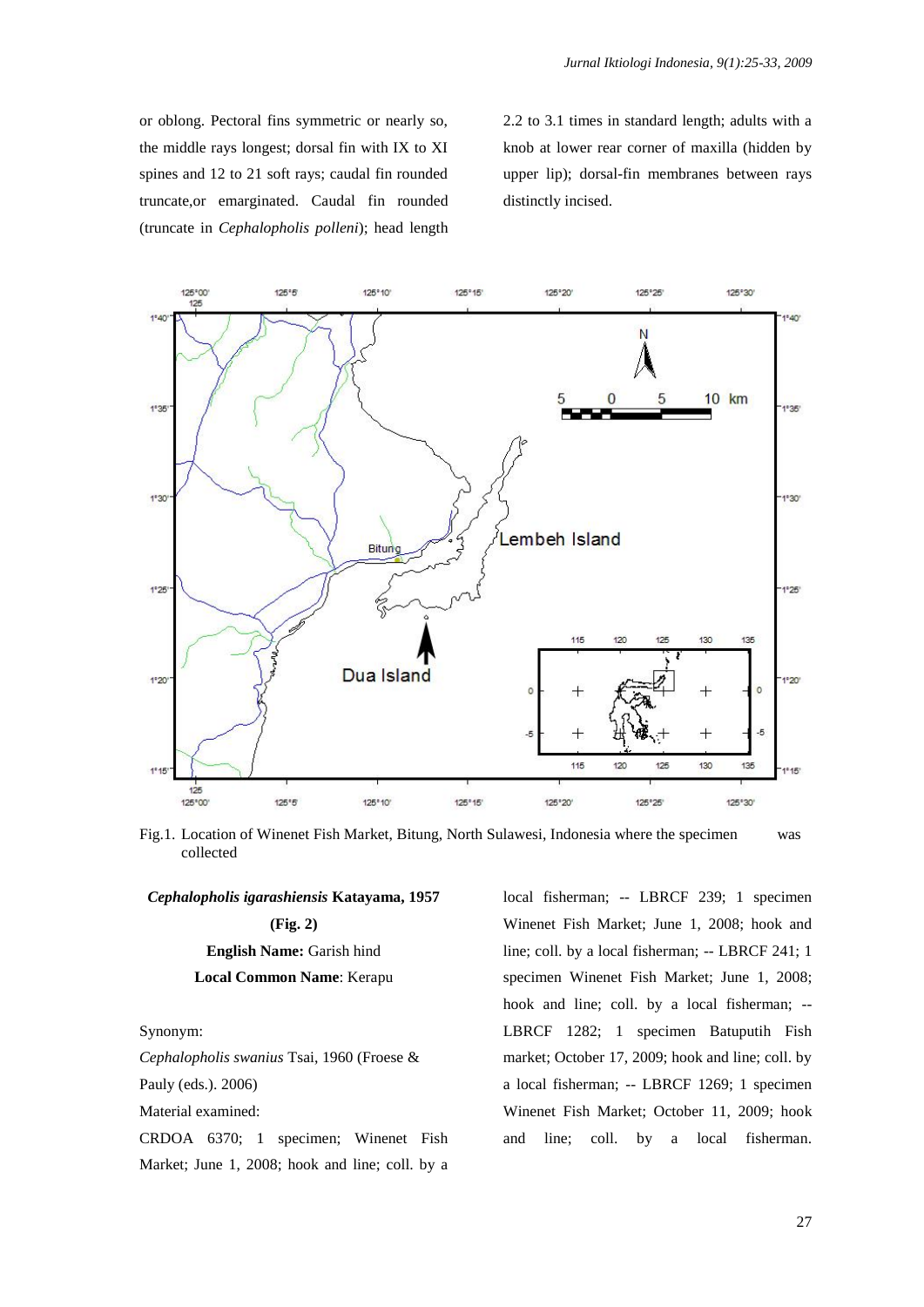or oblong. Pectoral fins symmetric or nearly so, the middle rays longest; dorsal fin with IX to XI spines and 12 to 21 soft rays; caudal fin rounded truncate,or emarginated. Caudal fin rounded (truncate in *Cephalopholis polleni*); head length 2.2 to 3.1 times in standard length; adults with a knob at lower rear corner of maxilla (hidden by upper lip); dorsal-fin membranes between rays distinctly incised.

Fig.1. Location of Winenet Fish Market, Bitung, North Sulawesi, Indonesia where the specimen was collected

***Cephalopholis igarashiensis* Katayama, 1957**

**(Fig. 2)**

**English Name:** Garish hind

**Local Common Name**: Kerapu

Synonym:

*Cephalopholis swanius* Tsai, 1960 (Froese & Pauly (eds.). 2006)

Material examined:

CRDOA 6370; 1 specimen; Winenet Fish Market; June 1, 2008; hook and line; coll. by a local fisherman; -- LBRCF 239; 1 specimen Winenet Fish Market; June 1, 2008; hook and line; coll. by a local fisherman; -- LBRCF 241; 1 specimen Winenet Fish Market; June 1, 2008; hook and line; coll. by a local fisherman; -- LBRCF 1282; 1 specimen Batuputih Fish market; October 17, 2009; hook and line; coll. by a local fisherman; -- LBRCF 1269; 1 specimen Winenet Fish Market; October 11, 2009; hook and line; coll. by a local fisherman.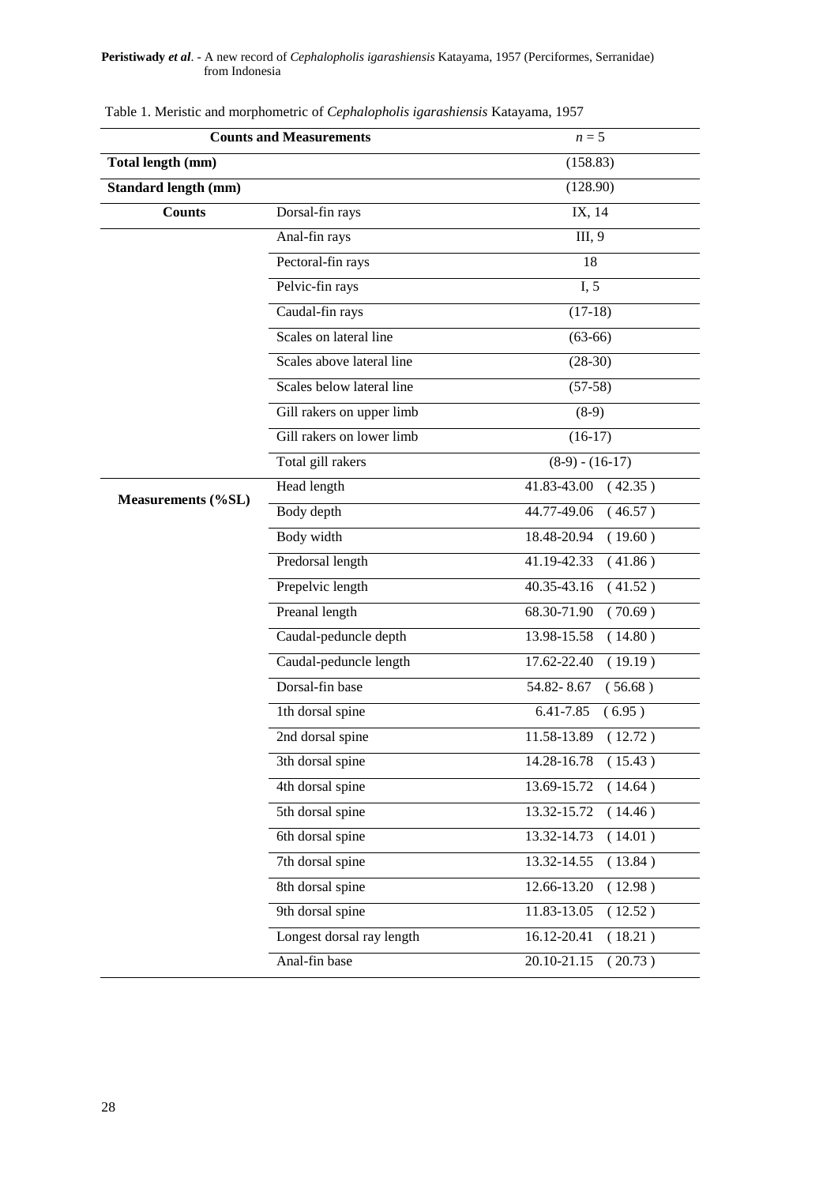Table 1. Meristic and morphometric of *Cephalopholis igarashiensis* Katayama, 1957

| Counts and Measurements | | $n = 5$ |
|---|---|---|
| **Total length (mm)** | | (158.83) |
| **Standard length (mm)** | | (128.90) |
| **Counts** | Dorsal-fin rays | IX, 14 |
| | Anal-fin rays | III, 9 |
| | Pectoral-fin rays | 18 |
| | Pelvic-fin rays | I, 5 |
| | Caudal-fin rays | (17-18) |
| | Scales on lateral line | (63-66) |
| | Scales above lateral line | (28-30) |
| | Scales below lateral line | (57-58) |
| | Gill rakers on upper limb | (8-9) |
| | Gill rakers on lower limb | (16-17) |
| | Total gill rakers | (8-9) - (16-17) |
| **Measurements (%SL)** | Head length | 41.83-43.00 ( 42.35 ) |
| | Body depth | 44.77-49.06 ( 46.57 ) |
| | Body width | 18.48-20.94 ( 19.60 ) |
| | Predorsal length | 41.19-42.33 ( 41.86 ) |
| | Prepelvic length | 40.35-43.16 ( 41.52 ) |
| | Preanal length | 68.30-71.90 ( 70.69 ) |
| | Caudal-peduncle depth | 13.98-15.58 ( 14.80 ) |
| | Caudal-peduncle length | 17.62-22.40 ( 19.19 ) |
| | Dorsal-fin base | 54.82- 8.67 ( 56.68 ) |
| | 1th dorsal spine | 6.41-7.85 ( 6.95 ) |
| | 2nd dorsal spine | 11.58-13.89 ( 12.72 ) |
| | 3th dorsal spine | 14.28-16.78 ( 15.43 ) |
| | 4th dorsal spine | 13.69-15.72 ( 14.64 ) |
| | 5th dorsal spine | 13.32-15.72 ( 14.46 ) |
| | 6th dorsal spine | 13.32-14.73 ( 14.01 ) |
| | 7th dorsal spine | 13.32-14.55 ( 13.84 ) |
| | 8th dorsal spine | 12.66-13.20 ( 12.98 ) |
| | 9th dorsal spine | 11.83-13.05 ( 12.52 ) |
| | Longest dorsal ray length | 16.12-20.41 ( 18.21 ) |
| | Anal-fin base | 20.10-21.15 ( 20.73 ) |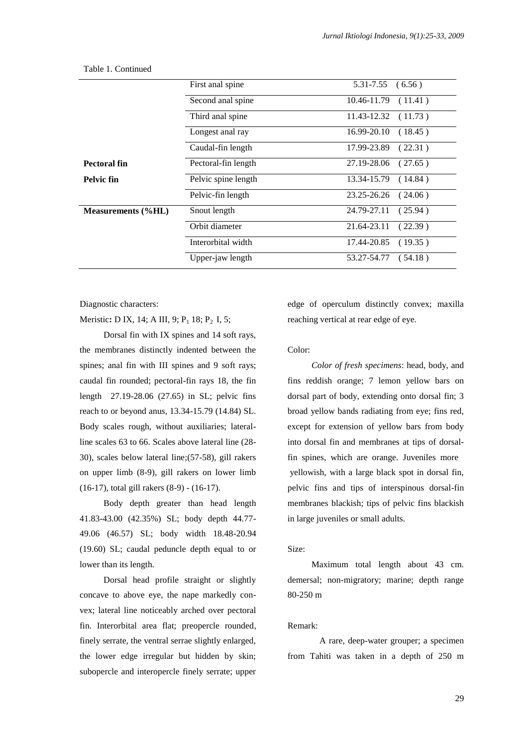Table 1. Continued

| | | |
|---|---|---|
| | First anal spine | 5.31-7.55 ( 6.56 ) |
| | Second anal spine | 10.46-11.79 ( 11.41 ) |
| | Third anal spine | 11.43-12.32 ( 11.73 ) |
| | Longest anal ray | 16.99-20.10 ( 18.45 ) |
| | Caudal-fin length | 17.99-23.89 ( 22.31 ) |
| **Pectoral fin** | Pectoral-fin length | 27.19-28.06 ( 27.65 ) |
| **Pelvic fin** | Pelvic spine length | 13.34-15.79 ( 14.84 ) |
| | Pelvic-fin length | 23.25-26.26 ( 24.06 ) |
| **Measurements (%HL)** | Snout length | 24.79-27.11 ( 25.94 ) |
| | Orbit diameter | 21.64-23.11 ( 22.39 ) |
| | Interorbital width | 17.44-20.85 ( 19.35 ) |
| | Upper-jaw length | 53.27-54.77 ( 54.18 ) |

Diagnostic characters:

Meristic**:** D IX, 14; A III, 9; $P_1$ 18; $P_2$ I, 5;

Dorsal fin with IX spines and 14 soft rays, the membranes distinctly indented between the spines; anal fin with III spines and 9 soft rays; caudal fin rounded; pectoral-fin rays 18, the fin length 27.19-28.06 (27.65) in SL; pelvic fins reach to or beyond anus, 13.34-15.79 (14.84) SL. Body scales rough, without auxiliaries; lateral-line scales 63 to 66. Scales above lateral line (28-30), scales below lateral line;(57-58), gill rakers on upper limb (8-9), gill rakers on lower limb (16-17), total gill rakers (8-9) - (16-17).

Body depth greater than head length 41.83-43.00 (42.35%) SL; body depth 44.77-49.06 (46.57) SL; body width 18.48-20.94 (19.60) SL; caudal peduncle depth equal to or lower than its length.

Dorsal head profile straight or slightly concave to above eye, the nape markedly convex; lateral line noticeably arched over pectoral fin. Interorbital area flat; preopercle rounded, finely serrate, the ventral serrae slightly enlarged, the lower edge irregular but hidden by skin; subopercle and interopercle finely serrate; upper edge of operculum distinctly convex; maxilla reaching vertical at rear edge of eye.

Color:

*Color of fresh specimens*: head, body, and fins reddish orange; 7 lemon yellow bars on dorsal part of body, extending onto dorsal fin; 3 broad yellow bands radiating from eye; fins red, except for extension of yellow bars from body into dorsal fin and membranes at tips of dorsal-fin spines, which are orange. Juveniles more yellowish, with a large black spot in dorsal fin, pelvic fins and tips of interspinous dorsal-fin membranes blackish; tips of pelvic fins blackish in large juveniles or small adults.

Size:

Maximum total length about 43 cm. demersal; non-migratory; marine; depth range 80-250 m

Remark:

A rare, deep-water grouper; a specimen from Tahiti was taken in a depth of 250 m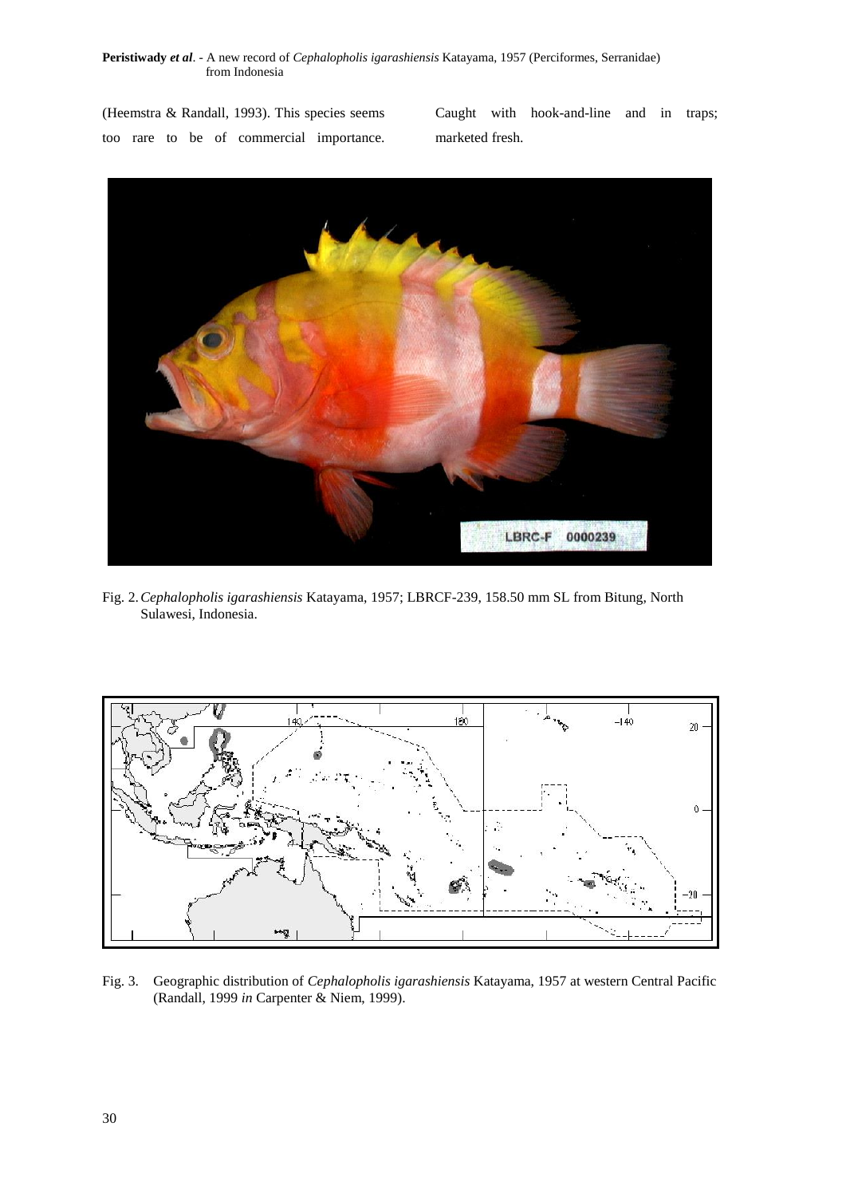(Heemstra & Randall, 1993). This species seems too rare to be of commercial importance. Caught with hook-and-line and in traps; marketed fresh.

Fig. 2. *Cephalopholis igarashiensis* Katayama, 1957; LBRCF-239, 158.50 mm SL from Bitung, North Sulawesi, Indonesia.

Fig. 3. Geographic distribution of *Cephalopholis igarashiensis* Katayama, 1957 at western Central Pacific (Randall, 1999 *in* Carpenter & Niem, 1999).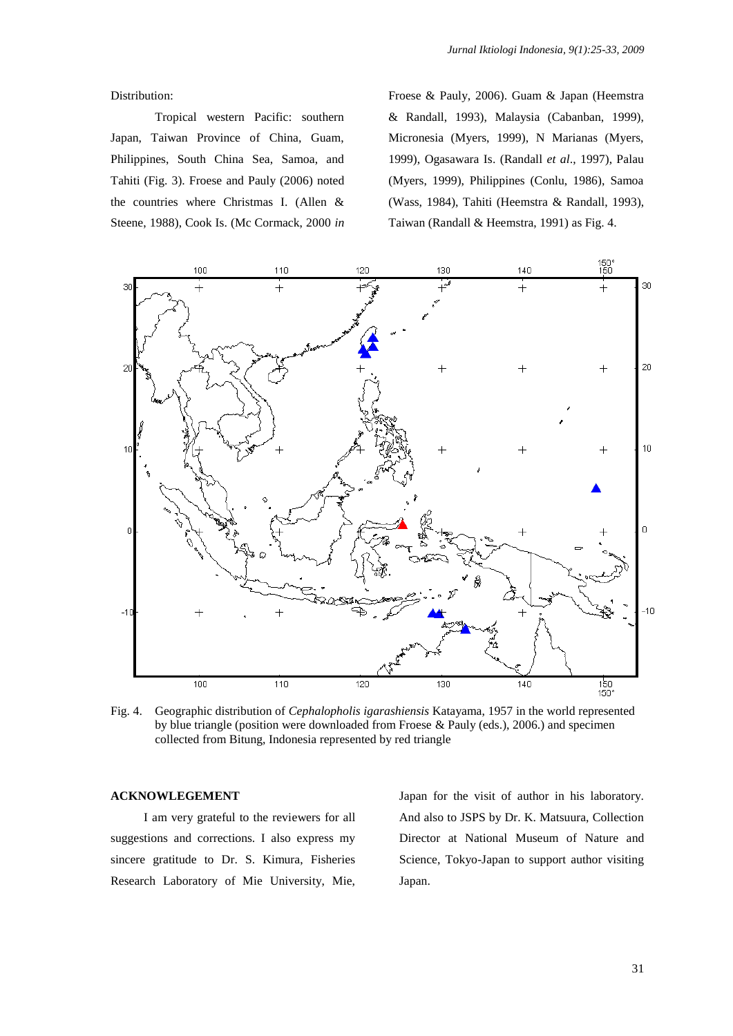Distribution:

Tropical western Pacific: southern Japan, Taiwan Province of China, Guam, Philippines, South China Sea, Samoa, and Tahiti (Fig. 3). Froese and Pauly (2006) noted the countries where Christmas I. (Allen & Steene, 1988), Cook Is. (Mc Cormack, 2000 *in* Froese & Pauly, 2006). Guam & Japan (Heemstra & Randall, 1993), Malaysia (Cabanban, 1999), Micronesia (Myers, 1999), N Marianas (Myers, 1999), Ogasawara Is. (Randall *et al*., 1997), Palau (Myers, 1999), Philippines (Conlu, 1986), Samoa (Wass, 1984), Tahiti (Heemstra & Randall, 1993), Taiwan (Randall & Heemstra, 1991) as Fig. 4.

Fig. 4. Geographic distribution of *Cephalopholis igarashiensis* Katayama, 1957 in the world represented by blue triangle (position were downloaded from Froese & Pauly (eds.), 2006.) and specimen collected from Bitung, Indonesia represented by red triangle

## ACKNOWLEGEMENT

I am very grateful to the reviewers for all suggestions and corrections. I also express my sincere gratitude to Dr. S. Kimura, Fisheries Research Laboratory of Mie University, Mie, Japan for the visit of author in his laboratory. And also to JSPS by Dr. K. Matsuura, Collection Director at National Museum of Nature and Science, Tokyo-Japan to support author visiting Japan.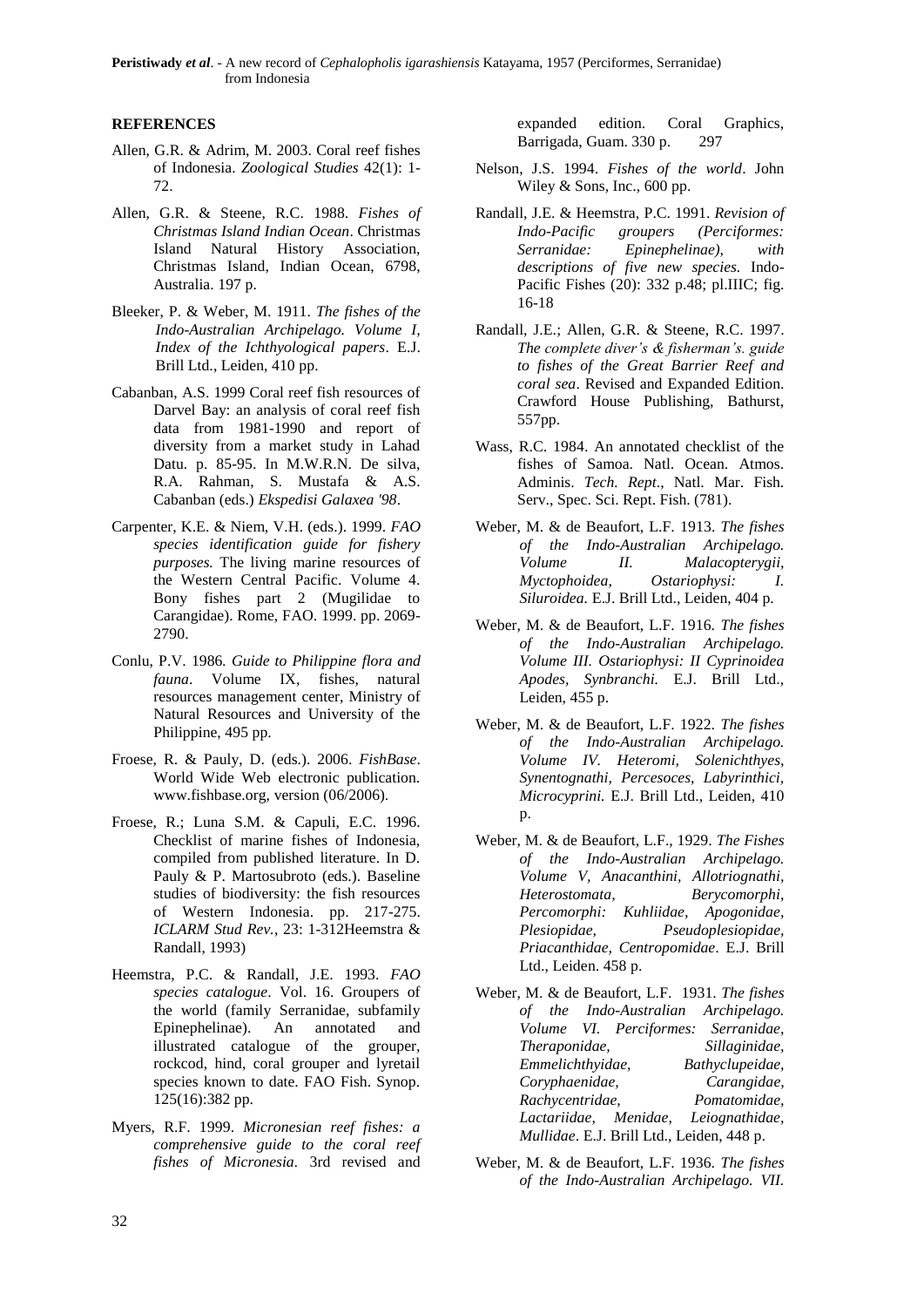**REFERENCES**

Allen, G.R. & Adrim, M. 2003. Coral reef fishes of Indonesia. *Zoological Studies* 42(1): 1-72.

Allen, G.R. & Steene, R.C. 1988. *Fishes of Christmas Island Indian Ocean*. Christmas Island Natural History Association, Christmas Island, Indian Ocean, 6798, Australia. 197 p.

Bleeker, P. & Weber, M. 1911. *The fishes of the Indo-Australian Archipelago. Volume I, Index of the Ichthyological papers*. E.J. Brill Ltd., Leiden, 410 pp.

Cabanban, A.S. 1999 Coral reef fish resources of Darvel Bay: an analysis of coral reef fish data from 1981-1990 and report of diversity from a market study in Lahad Datu. p. 85-95. In M.W.R.N. De silva, R.A. Rahman, S. Mustafa & A.S. Cabanban (eds.) *Ekspedisi Galaxea '98*.

Carpenter, K.E. & Niem, V.H. (eds.). 1999. *FAO species identification guide for fishery purposes.* The living marine resources of the Western Central Pacific. Volume 4. Bony fishes part 2 (Mugilidae to Carangidae). Rome, FAO. 1999. pp. 2069-2790.

Conlu, P.V. 1986. *Guide to Philippine flora and fauna*. Volume IX, fishes, natural resources management center, Ministry of Natural Resources and University of the Philippine, 495 pp.

Froese, R. & Pauly, D. (eds.). 2006. *FishBase*. World Wide Web electronic publication. www.fishbase.org, version (06/2006).

Froese, R.; Luna S.M. & Capuli, E.C. 1996. Checklist of marine fishes of Indonesia, compiled from published literature. In D. Pauly & P. Martosubroto (eds.). Baseline studies of biodiversity: the fish resources of Western Indonesia. pp. 217-275. *ICLARM Stud Rev.*, 23: 1-312Heemstra & Randall, 1993)

Heemstra, P.C. & Randall, J.E. 1993. *FAO species catalogue*. Vol. 16. Groupers of the world (family Serranidae, subfamily Epinephelinae). An annotated and illustrated catalogue of the grouper, rockcod, hind, coral grouper and lyretail species known to date. FAO Fish. Synop. 125(16):382 pp.

Myers, R.F. 1999. *Micronesian reef fishes: a comprehensive guide to the coral reef fishes of Micronesia*. 3rd revised and expanded edition. Coral Graphics, Barrigada, Guam. 330 p. 297

Nelson, J.S. 1994. *Fishes of the world*. John Wiley & Sons, Inc., 600 pp.

Randall, J.E. & Heemstra, P.C. 1991. *Revision of Indo-Pacific groupers (Perciformes: Serranidae: Epinephelinae), with descriptions of five new species.* Indo-Pacific Fishes (20): 332 p.48; pl.IIIC; fig. 16-18

Randall, J.E.; Allen, G.R. & Steene, R.C. 1997. *The complete diver's & fisherman's. guide to fishes of the Great Barrier Reef and coral sea*. Revised and Expanded Edition. Crawford House Publishing, Bathurst, 557pp.

Wass, R.C. 1984. An annotated checklist of the fishes of Samoa. Natl. Ocean. Atmos. Adminis. *Tech. Rept*., Natl. Mar. Fish. Serv., Spec. Sci. Rept. Fish. (781).

Weber, M. & de Beaufort, L.F. 1913. *The fishes of the Indo-Australian Archipelago. Volume II. Malacopterygii, Myctophoidea, Ostariophysi: I. Siluroidea.* E.J. Brill Ltd., Leiden, 404 p.

Weber, M. & de Beaufort, L.F. 1916. *The fishes of the Indo-Australian Archipelago. Volume III. Ostariophysi: II Cyprinoidea Apodes, Synbranchi.* E.J. Brill Ltd., Leiden, 455 p.

Weber, M. & de Beaufort, L.F. 1922. *The fishes of the Indo-Australian Archipelago. Volume IV. Heteromi, Solenichthyes, Synentognathi, Percesoces, Labyrinthici, Microcyprini.* E.J. Brill Ltd., Leiden, 410 p.

Weber, M. & de Beaufort, L.F., 1929. *The Fishes of the Indo-Australian Archipelago. Volume V, Anacanthini, Allotriognathi, Heterostomata, Berycomorphi, Percomorphi: Kuhliidae, Apogonidae, Plesiopidae, Pseudoplesiopidae, Priacanthidae, Centropomidae*. E.J. Brill Ltd., Leiden. 458 p.

Weber, M. & de Beaufort, L.F. 1931. *The fishes of the Indo-Australian Archipelago. Volume VI. Perciformes: Serranidae, Theraponidae, Sillaginidae, Emmelichthyidae, Bathyclupeidae, Coryphaenidae, Carangidae, Rachycentridae, Pomatomidae, Lactariidae, Menidae, Leiognathidae, Mullidae*. E.J. Brill Ltd., Leiden, 448 p.

Weber, M. & de Beaufort, L.F. 1936. *The fishes of the Indo-Australian Archipelago. VII.*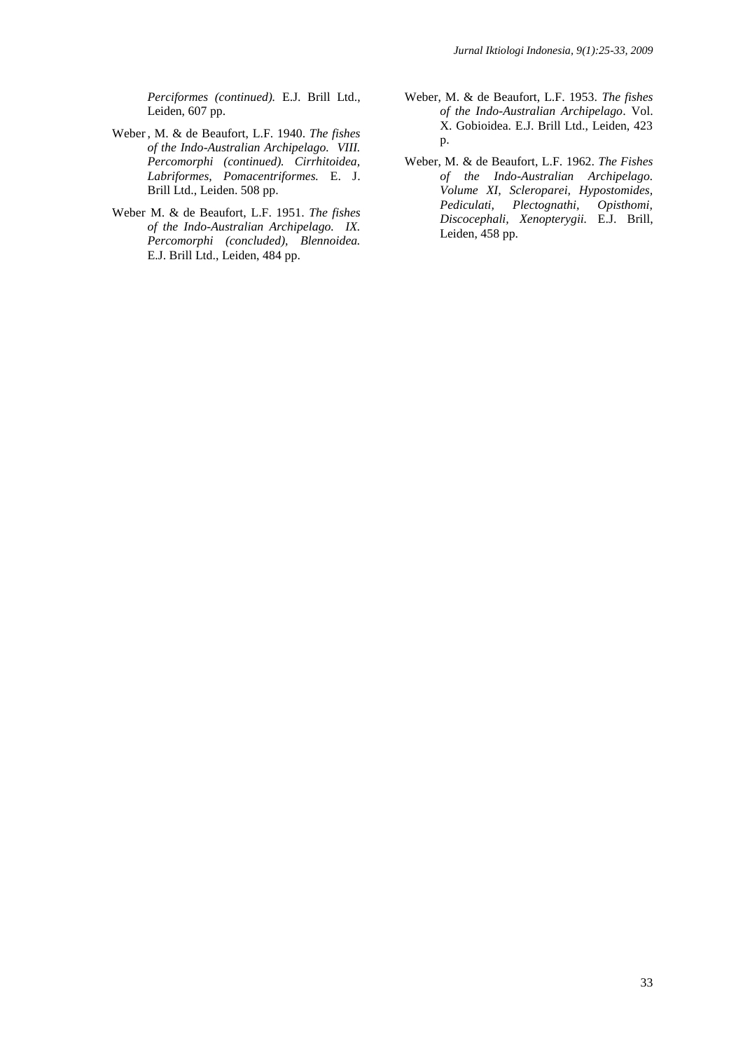*Perciformes (continued).* E.J. Brill Ltd., Leiden, 607 pp.

Weber, M. & de Beaufort, L.F. 1940. *The fishes of the Indo-Australian Archipelago. VIII. Percomorphi (continued). Cirrhitoidea, Labriformes, Pomacentriformes.* E. J. Brill Ltd., Leiden. 508 pp.

Weber M. & de Beaufort, L.F. 1951. *The fishes of the Indo-Australian Archipelago. IX. Percomorphi (concluded), Blennoidea.* E.J. Brill Ltd., Leiden, 484 pp.

Weber, M. & de Beaufort, L.F. 1953. *The fishes of the Indo-Australian Archipelago*. Vol. X. Gobioidea. E.J. Brill Ltd., Leiden, 423 p.

Weber, M. & de Beaufort, L.F. 1962. *The Fishes of the Indo-Australian Archipelago. Volume XI, Scleroparei, Hypostomides, Pediculati, Plectognathi, Opisthomi, Discocephali, Xenopterygii.* E.J. Brill, Leiden, 458 pp.